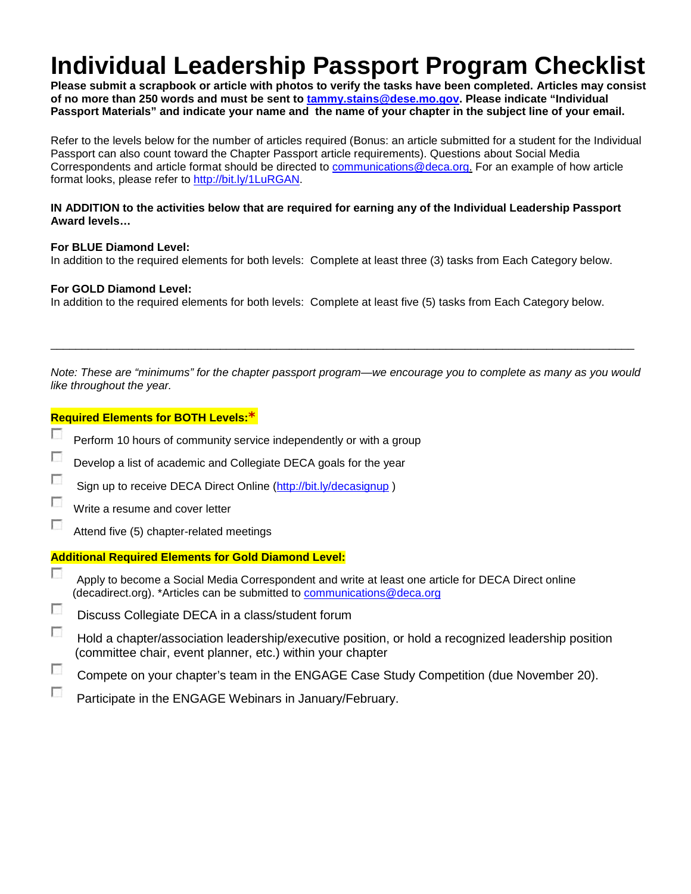# Individual Leadership Passport Program Checklist

**Please submit a scrapbook or article with photos to verify the tasks have been completed. Articles may consist of no more than 250 words and must be sent to tammy.stains@dese.mo.gov. Please indicate "Individual Passport Materials" and indicate your name and the name of your chapter in the subject line of your email.**

Refer to the levels below for the number of articles required (Bonus: an article submitted for a student for the Individual Passport can also count toward the Chapter Passport article requirements). Questions about Social Media Correspondents and article format should be directed to communications@deca.org. For an example of how article format looks, please refer to http://bit.ly/1LuRGAN.

**IN ADDITION to the activities below that are required for earning any of the Individual Leadership Passport Award levels…**

**For BLUE Diamond Level:**
In addition to the required elements for both levels: Complete at least three (3) tasks from Each Category below.

**For GOLD Diamond Level:**
In addition to the required elements for both levels: Complete at least five (5) tasks from Each Category below.

---

*Note: These are "minimums" for the chapter passport program—we encourage you to complete as many as you would like throughout the year.*

**Required Elements for BOTH Levels:***

- [ ] Perform 10 hours of community service independently or with a group
- [ ] Develop a list of academic and Collegiate DECA goals for the year
- [ ] Sign up to receive DECA Direct Online (http://bit.ly/decasignup )
- [ ] Write a resume and cover letter
- [ ] Attend five (5) chapter-related meetings

**Additional Required Elements for Gold Diamond Level:**

- [ ] Apply to become a Social Media Correspondent and write at least one article for DECA Direct online (decadirect.org). *Articles can be submitted to communications@deca.org
- [ ] Discuss Collegiate DECA in a class/student forum
- [ ] Hold a chapter/association leadership/executive position, or hold a recognized leadership position (committee chair, event planner, etc.) within your chapter
- [ ] Compete on your chapter's team in the ENGAGE Case Study Competition (due November 20).
- [ ] Participate in the ENGAGE Webinars in January/February.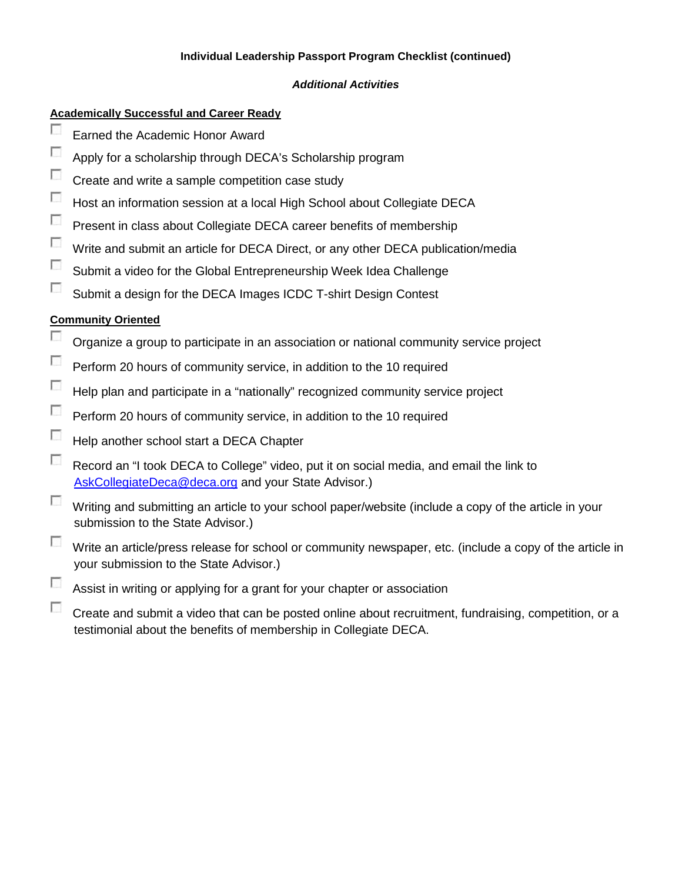**Individual Leadership Passport Program Checklist (continued)**

***Additional Activities***

**Academically Successful and Career Ready**

- [ ] Earned the Academic Honor Award
- [ ] Apply for a scholarship through DECA's Scholarship program
- [ ] Create and write a sample competition case study
- [ ] Host an information session at a local High School about Collegiate DECA
- [ ] Present in class about Collegiate DECA career benefits of membership
- [ ] Write and submit an article for DECA Direct, or any other DECA publication/media
- [ ] Submit a video for the Global Entrepreneurship Week Idea Challenge
- [ ] Submit a design for the DECA Images ICDC T-shirt Design Contest

**Community Oriented**

- [ ] Organize a group to participate in an association or national community service project
- [ ] Perform 20 hours of community service, in addition to the 10 required
- [ ] Help plan and participate in a "nationally" recognized community service project
- [ ] Perform 20 hours of community service, in addition to the 10 required
- [ ] Help another school start a DECA Chapter
- [ ] Record an "I took DECA to College" video, put it on social media, and email the link to AskCollegiateDeca@deca.org and your State Advisor.)
- [ ] Writing and submitting an article to your school paper/website (include a copy of the article in your submission to the State Advisor.)
- [ ] Write an article/press release for school or community newspaper, etc. (include a copy of the article in your submission to the State Advisor.)
- [ ] Assist in writing or applying for a grant for your chapter or association
- [ ] Create and submit a video that can be posted online about recruitment, fundraising, competition, or a testimonial about the benefits of membership in Collegiate DECA.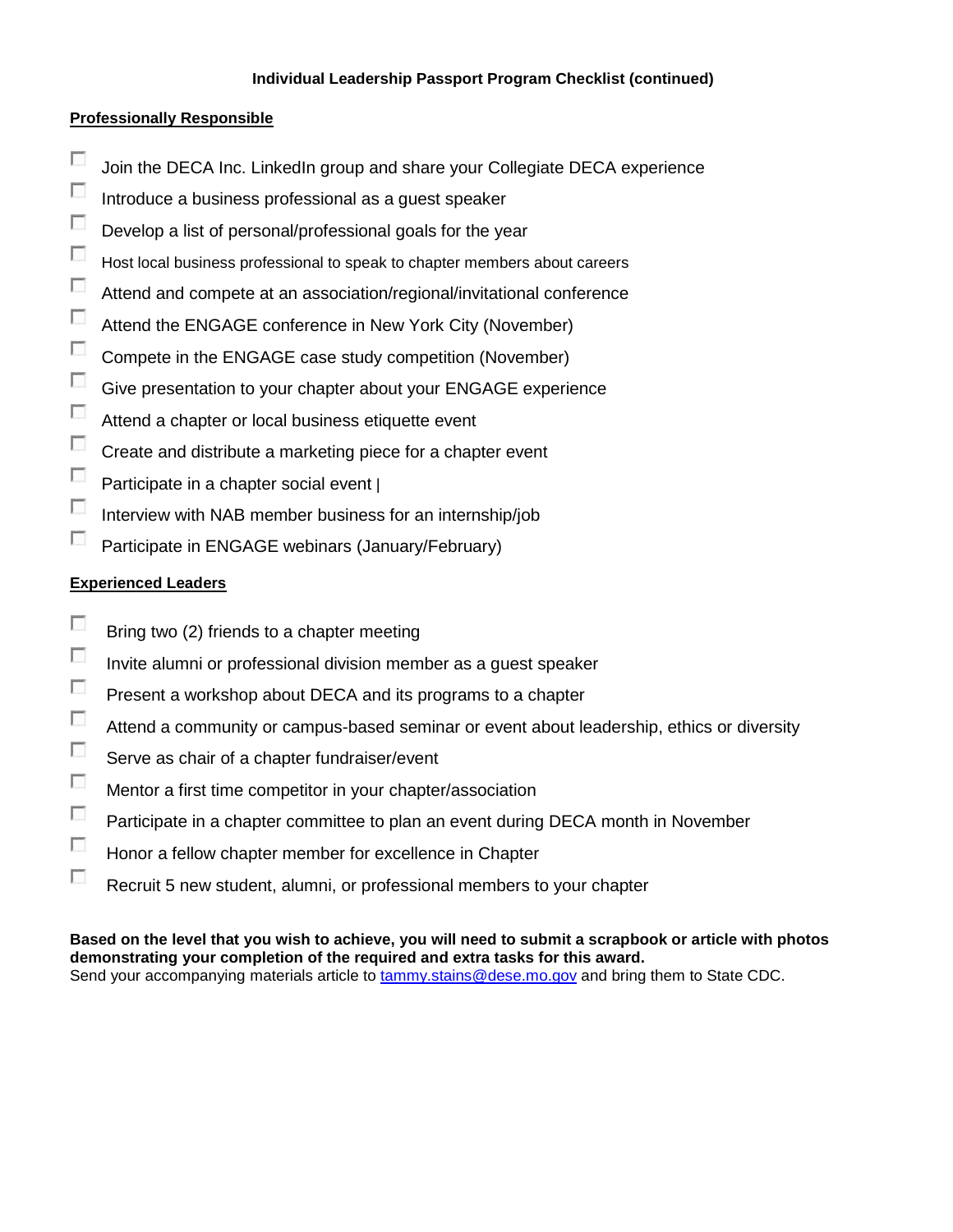**Individual Leadership Passport Program Checklist (continued)**

**Professionally Responsible**

- [ ] Join the DECA Inc. LinkedIn group and share your Collegiate DECA experience
- [ ] Introduce a business professional as a guest speaker
- [ ] Develop a list of personal/professional goals for the year
- [ ] Host local business professional to speak to chapter members about careers
- [ ] Attend and compete at an association/regional/invitational conference
- [ ] Attend the ENGAGE conference in New York City (November)
- [ ] Compete in the ENGAGE case study competition (November)
- [ ] Give presentation to your chapter about your ENGAGE experience
- [ ] Attend a chapter or local business etiquette event
- [ ] Create and distribute a marketing piece for a chapter event
- [ ] Participate in a chapter social event |
- [ ] Interview with NAB member business for an internship/job
- [ ] Participate in ENGAGE webinars (January/February)

**Experienced Leaders**

- [ ] Bring two (2) friends to a chapter meeting
- [ ] Invite alumni or professional division member as a guest speaker
- [ ] Present a workshop about DECA and its programs to a chapter
- [ ] Attend a community or campus-based seminar or event about leadership, ethics or diversity
- [ ] Serve as chair of a chapter fundraiser/event
- [ ] Mentor a first time competitor in your chapter/association
- [ ] Participate in a chapter committee to plan an event during DECA month in November
- [ ] Honor a fellow chapter member for excellence in Chapter
- [ ] Recruit 5 new student, alumni, or professional members to your chapter

**Based on the level that you wish to achieve, you will need to submit a scrapbook or article with photos demonstrating your completion of the required and extra tasks for this award.**

Send your accompanying materials article to tammy.stains@dese.mo.gov and bring them to State CDC.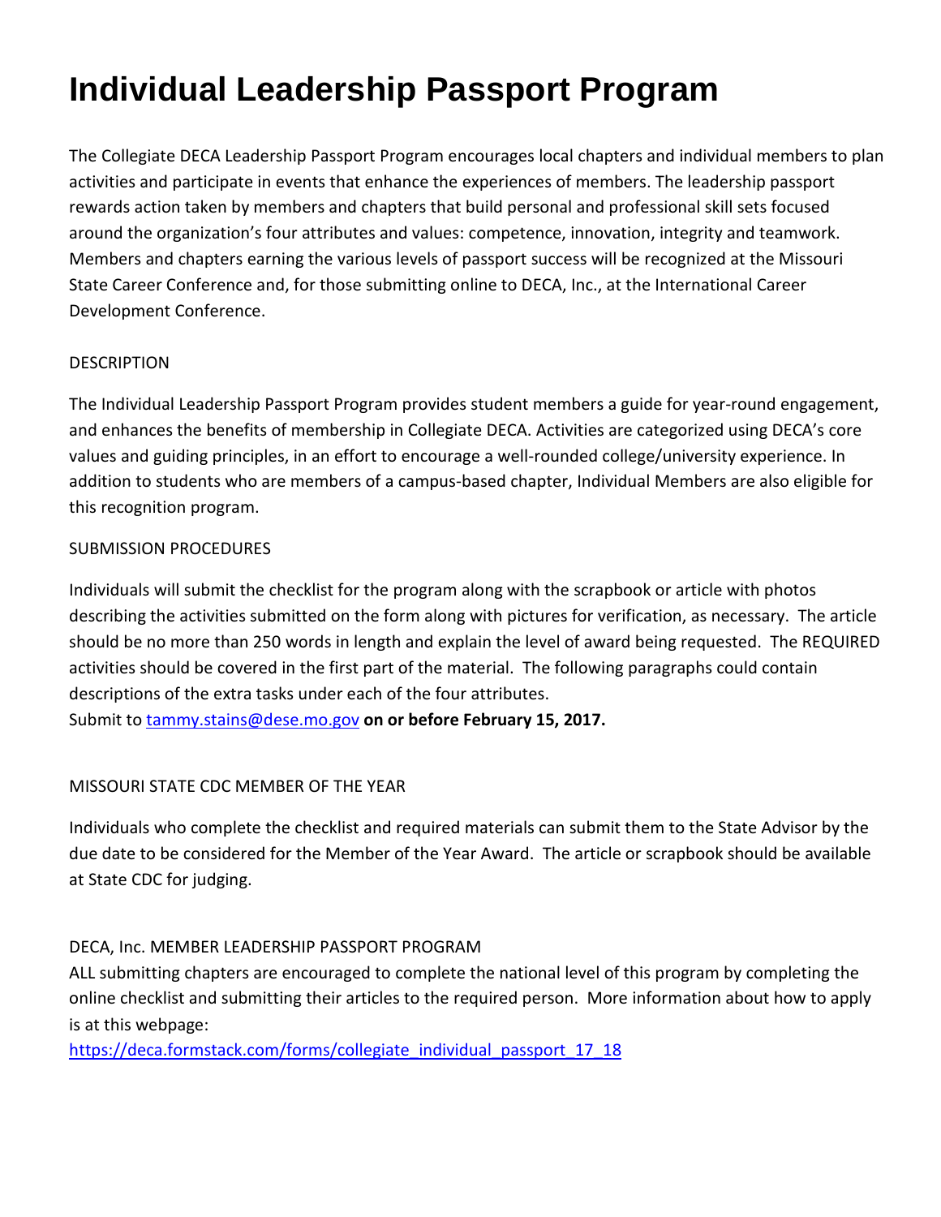# Individual Leadership Passport Program

The Collegiate DECA Leadership Passport Program encourages local chapters and individual members to plan activities and participate in events that enhance the experiences of members. The leadership passport rewards action taken by members and chapters that build personal and professional skill sets focused around the organization's four attributes and values: competence, innovation, integrity and teamwork. Members and chapters earning the various levels of passport success will be recognized at the Missouri State Career Conference and, for those submitting online to DECA, Inc., at the International Career Development Conference.

DESCRIPTION

The Individual Leadership Passport Program provides student members a guide for year-round engagement, and enhances the benefits of membership in Collegiate DECA. Activities are categorized using DECA's core values and guiding principles, in an effort to encourage a well-rounded college/university experience. In addition to students who are members of a campus-based chapter, Individual Members are also eligible for this recognition program.

SUBMISSION PROCEDURES

Individuals will submit the checklist for the program along with the scrapbook or article with photos describing the activities submitted on the form along with pictures for verification, as necessary. The article should be no more than 250 words in length and explain the level of award being requested. The REQUIRED activities should be covered in the first part of the material. The following paragraphs could contain descriptions of the extra tasks under each of the four attributes.

Submit to tammy.stains@dese.mo.gov **on or before February 15, 2017.**

MISSOURI STATE CDC MEMBER OF THE YEAR

Individuals who complete the checklist and required materials can submit them to the State Advisor by the due date to be considered for the Member of the Year Award. The article or scrapbook should be available at State CDC for judging.

DECA, Inc. MEMBER LEADERSHIP PASSPORT PROGRAM

ALL submitting chapters are encouraged to complete the national level of this program by completing the online checklist and submitting their articles to the required person. More information about how to apply is at this webpage:

https://deca.formstack.com/forms/collegiate_individual_passport_17_18